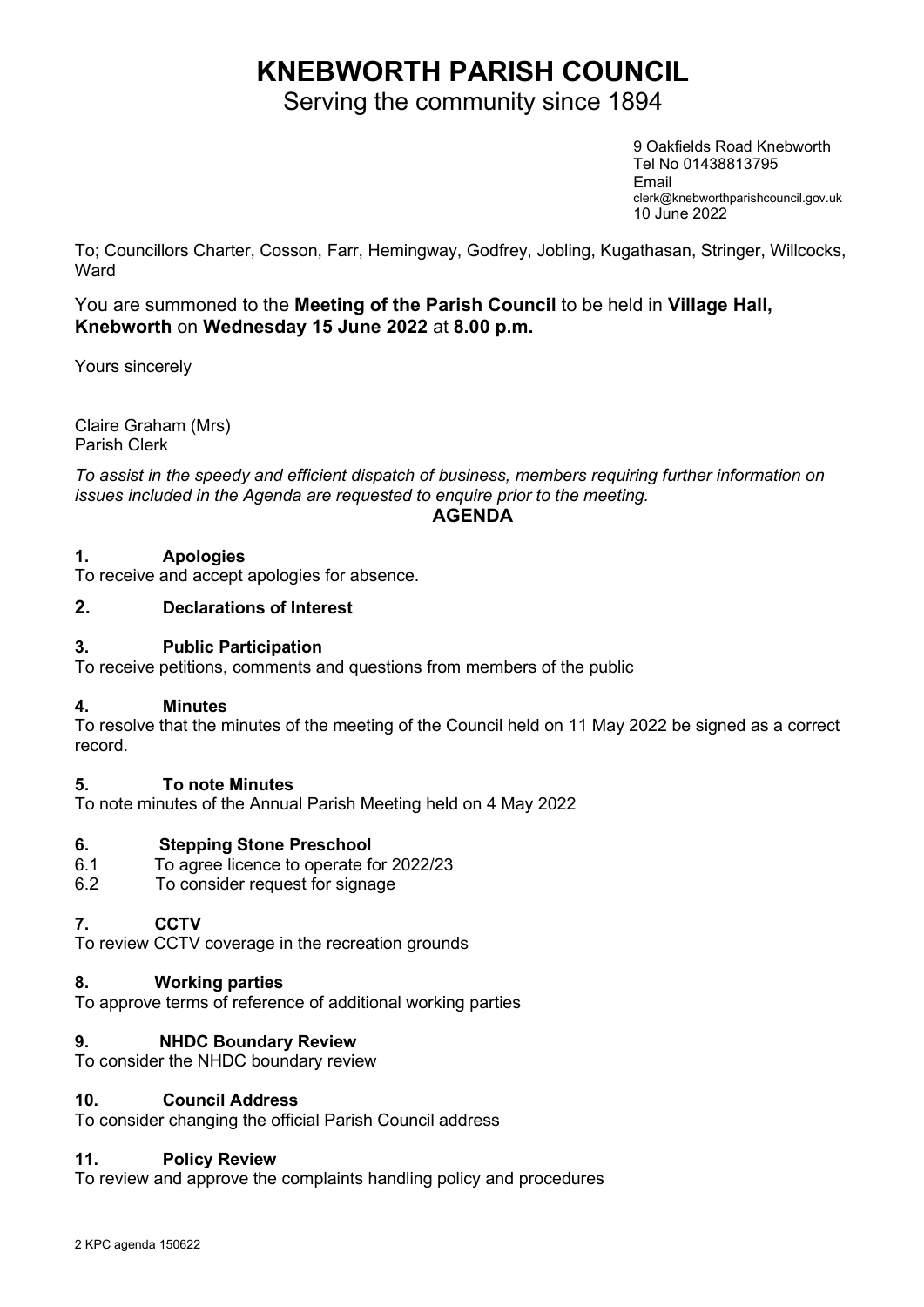# KNEBWORTH PARISH COUNCIL

Serving the community since 1894

9 Oakfields Road Knebworth
Tel No 01438813795
Email
clerk@knebworthparishcouncil.gov.uk
10 June 2022

To; Councillors Charter, Cosson, Farr, Hemingway, Godfrey, Jobling, Kugathasan, Stringer, Willcocks, Ward

You are summoned to the **Meeting of the Parish Council** to be held in **Village Hall, Knebworth** on **Wednesday 15 June 2022** at **8.00 p.m.**

Yours sincerely

Claire Graham (Mrs)
Parish Clerk

*To assist in the speedy and efficient dispatch of business, members requiring further information on issues included in the Agenda are requested to enquire prior to the meeting.*

## AGENDA

**1. Apologies**

To receive and accept apologies for absence.

**2. Declarations of Interest**

**3. Public Participation**

To receive petitions, comments and questions from members of the public

**4. Minutes**

To resolve that the minutes of the meeting of the Council held on 11 May 2022 be signed as a correct record.

**5. To note Minutes**

To note minutes of the Annual Parish Meeting held on 4 May 2022

**6. Stepping Stone Preschool**

6.1 To agree licence to operate for 2022/23

6.2 To consider request for signage

**7. CCTV**

To review CCTV coverage in the recreation grounds

**8. Working parties**

To approve terms of reference of additional working parties

**9. NHDC Boundary Review**

To consider the NHDC boundary review

**10. Council Address**

To consider changing the official Parish Council address

**11. Policy Review**

To review and approve the complaints handling policy and procedures

2 KPC agenda 150622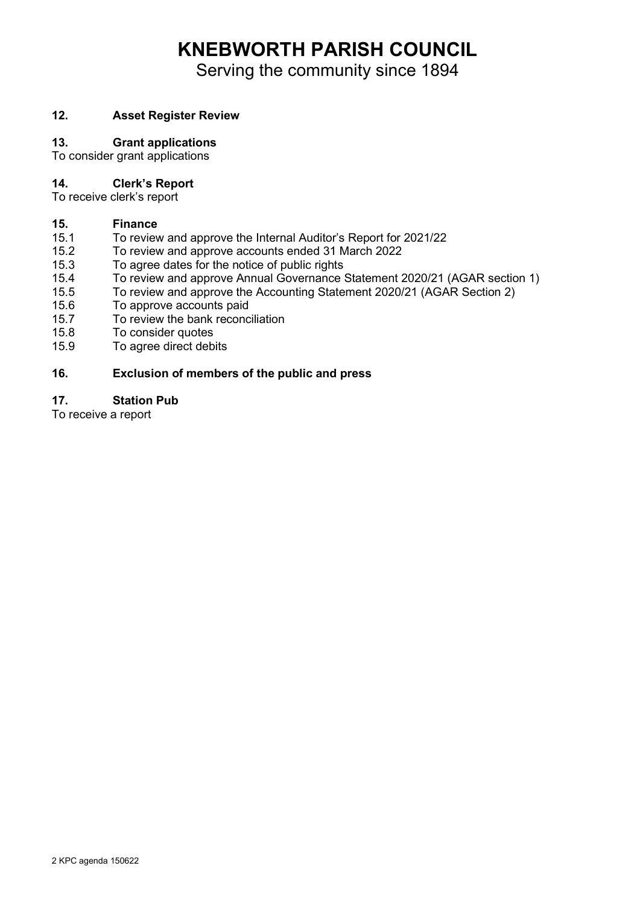# KNEBWORTH PARISH COUNCIL

Serving the community since 1894

**12. Asset Register Review**

**13. Grant applications**

To consider grant applications

**14. Clerk's Report**

To receive clerk's report

**15. Finance**

15.1 To review and approve the Internal Auditor's Report for 2021/22

15.2 To review and approve accounts ended 31 March 2022

15.3 To agree dates for the notice of public rights

15.4 To review and approve Annual Governance Statement 2020/21 (AGAR section 1)

15.5 To review and approve the Accounting Statement 2020/21 (AGAR Section 2)

15.6 To approve accounts paid

15.7 To review the bank reconciliation

15.8 To consider quotes

15.9 To agree direct debits

**16. Exclusion of members of the public and press**

**17. Station Pub**

To receive a report